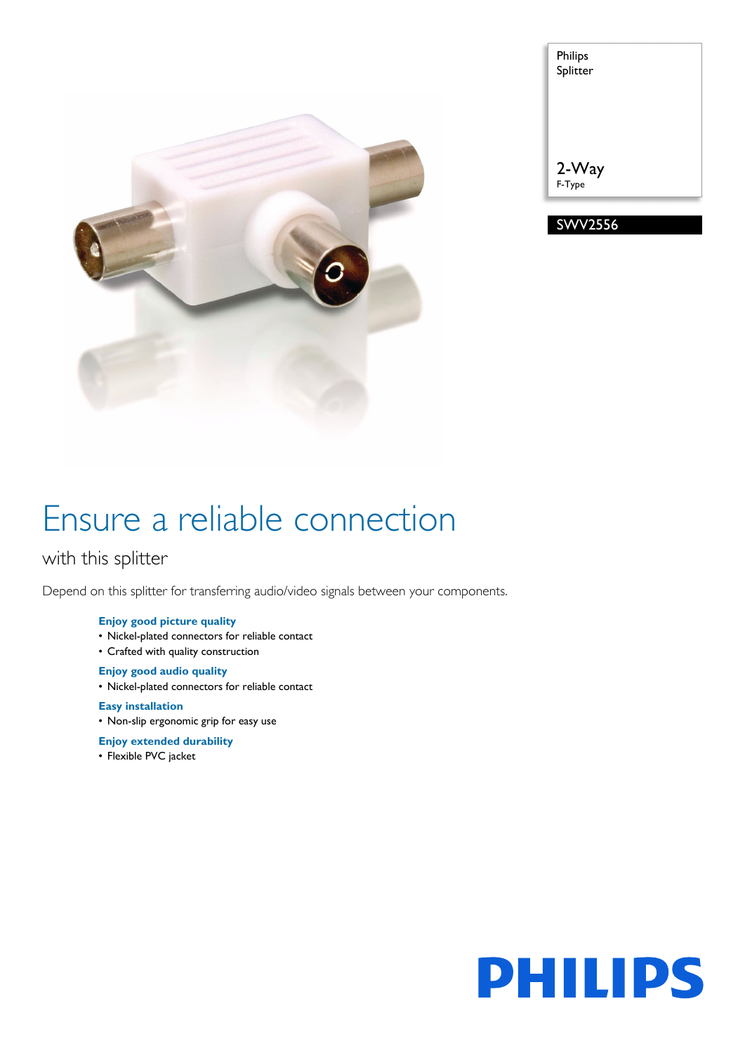Philips
Splitter

2-Way
F-Type

SWV2556

# Ensure a reliable connection

## with this splitter

Depend on this splitter for transferring audio/video signals between your components.

**Enjoy good picture quality**
- Nickel-plated connectors for reliable contact
- Crafted with quality construction

**Enjoy good audio quality**
- Nickel-plated connectors for reliable contact

**Easy installation**
- Non-slip ergonomic grip for easy use

**Enjoy extended durability**
- Flexible PVC jacket

PHILIPS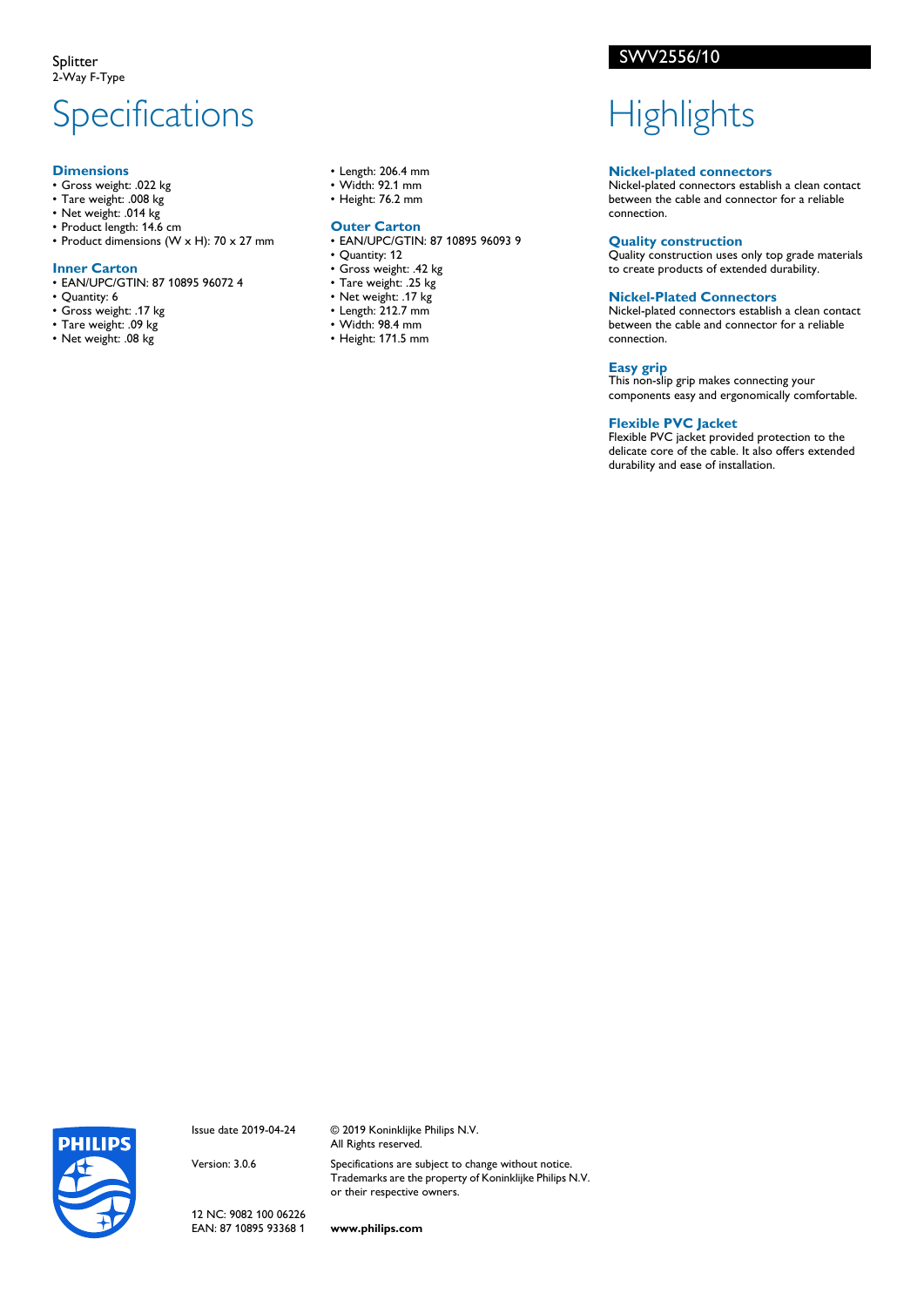Splitter
2-Way F-Type

SWV2556/10

# Specifications

### Dimensions
- Gross weight: .022 kg
- Tare weight: .008 kg
- Net weight: .014 kg
- Product length: 14.6 cm
- Product dimensions (W x H): 70 x 27 mm

### Inner Carton
- EAN/UPC/GTIN: 87 10895 96072 4
- Quantity: 6
- Gross weight: .17 kg
- Tare weight: .09 kg
- Net weight: .08 kg
- Length: 206.4 mm
- Width: 92.1 mm
- Height: 76.2 mm

### Outer Carton
- EAN/UPC/GTIN: 87 10895 96093 9
- Quantity: 12
- Gross weight: .42 kg
- Tare weight: .25 kg
- Net weight: .17 kg
- Length: 212.7 mm
- Width: 98.4 mm
- Height: 171.5 mm

# Highlights

### Nickel-plated connectors
Nickel-plated connectors establish a clean contact between the cable and connector for a reliable connection.

### Quality construction
Quality construction uses only top grade materials to create products of extended durability.

### Nickel-Plated Connectors
Nickel-plated connectors establish a clean contact between the cable and connector for a reliable connection.

### Easy grip
This non-slip grip makes connecting your components easy and ergonomically comfortable.

### Flexible PVC Jacket
Flexible PVC jacket provided protection to the delicate core of the cable. It also offers extended durability and ease of installation.

Issue date 2019-04-24

Version: 3.0.6

12 NC: 9082 100 06226
EAN: 87 10895 93368 1

© 2019 Koninklijke Philips N.V.
All Rights reserved.

Specifications are subject to change without notice. Trademarks are the property of Koninklijke Philips N.V. or their respective owners.

www.philips.com